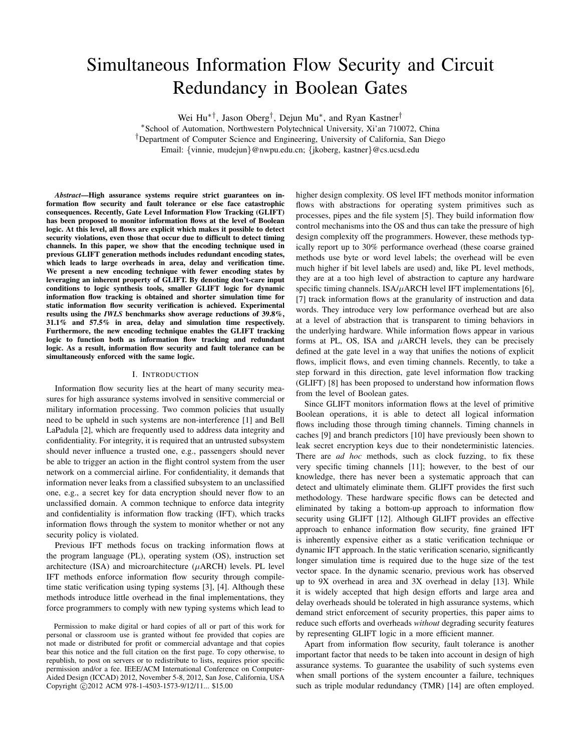# Simultaneous Information Flow Security and Circuit Redundancy in Boolean Gates

Wei Hu[*†], Jason Oberg[†], Dejun Mu[*], and Ryan Kastner[†]

[*]School of Automation, Northwestern Polytechnical University, Xi'an 710072, China
[†]Department of Computer Science and Engineering, University of California, San Diego
Email: {vinnie, mudejun}@nwpu.edu.cn; {jkoberg, kastner}@cs.ucsd.edu

***Abstract*—High assurance systems require strict guarantees on information flow security and fault tolerance or else face catastrophic consequences. Recently, Gate Level Information Flow Tracking (GLIFT) has been proposed to monitor information flows at the level of Boolean logic. At this level, all flows are explicit which makes it possible to detect security violations, even those that occur due to difficult to detect timing channels. In this paper, we show that the encoding technique used in previous GLIFT generation methods includes redundant encoding states, which leads to large overheads in area, delay and verification time. We present a new encoding technique with fewer encoding states by leveraging an inherent property of GLIFT. By denoting don't-care input conditions to logic synthesis tools, smaller GLIFT logic for dynamic information flow tracking is obtained and shorter simulation time for static information flow security verification is achieved. Experimental results using the *IWLS* benchmarks show average reductions of 39.8%, 31.1% and 57.5% in area, delay and simulation time respectively. Furthermore, the new encoding technique enables the GLIFT tracking logic to function both as information flow tracking and redundant logic. As a result, information flow security and fault tolerance can be simultaneously enforced with the same logic.**

## I. Introduction

Information flow security lies at the heart of many security measures for high assurance systems involved in sensitive commercial or military information processing. Two common policies that usually need to be upheld in such systems are non-interference [1] and Bell LaPadula [2], which are frequently used to address data integrity and confidentiality. For integrity, it is required that an untrusted subsystem should never influence a trusted one, e.g., passengers should never be able to trigger an action in the flight control system from the user network on a commercial airline. For confidentiality, it demands that information never leaks from a classified subsystem to an unclassified one, e.g., a secret key for data encryption should never flow to an unclassified domain. A common technique to enforce data integrity and confidentiality is information flow tracking (IFT), which tracks information flows through the system to monitor whether or not any security policy is violated.

Previous IFT methods focus on tracking information flows at the program language (PL), operating system (OS), instruction set architecture (ISA) and microarchitecture ($\mu$ARCH) levels. PL level IFT methods enforce information flow security through compile-time static verification using typing systems [3], [4]. Although these methods introduce little overhead in the final implementations, they force programmers to comply with new typing systems which lead to higher design complexity. OS level IFT methods monitor information flows with abstractions for operating system primitives such as processes, pipes and the file system [5]. They build information flow control mechanisms into the OS and thus can take the pressure of high design complexity off the programmers. However, these methods typically report up to 30% performance overhead (these coarse grained methods use byte or word level labels; the overhead will be even much higher if bit level labels are used) and, like PL level methods, they are at a too high level of abstraction to capture any hardware specific timing channels. ISA/$\mu$ARCH level IFT implementations [6], [7] track information flows at the granularity of instruction and data words. They introduce very low performance overhead but are also at a level of abstraction that is transparent to timing behaviors in the underlying hardware. While information flows appear in various forms at PL, OS, ISA and $\mu$ARCH levels, they can be precisely defined at the gate level in a way that unifies the notions of explicit flows, implicit flows, and even timing channels. Recently, to take a step forward in this direction, gate level information flow tracking (GLIFT) [8] has been proposed to understand how information flows from the level of Boolean gates.

Since GLIFT monitors information flows at the level of primitive Boolean operations, it is able to detect all logical information flows including those through timing channels. Timing channels in caches [9] and branch predictors [10] have previously been shown to leak secret encryption keys due to their nondeterministic latencies. There are *ad hoc* methods, such as clock fuzzing, to fix these very specific timing channels [11]; however, to the best of our knowledge, there has never been a systematic approach that can detect and ultimately eliminate them. GLIFT provides the first such methodology. These hardware specific flows can be detected and eliminated by taking a bottom-up approach to information flow security using GLIFT [12]. Although GLIFT provides an effective approach to enhance information flow security, fine grained IFT is inherently expensive either as a static verification technique or dynamic IFT approach. In the static verification scenario, significantly longer simulation time is required due to the huge size of the test vector space. In the dynamic scenario, previous work has observed up to 9X overhead in area and 3X overhead in delay [13]. While it is widely accepted that high design efforts and large area and delay overheads should be tolerated in high assurance systems, which demand strict enforcement of security properties, this paper aims to reduce such efforts and overheads *without* degrading security features by representing GLIFT logic in a more efficient manner.

Apart from information flow security, fault tolerance is another important factor that needs to be taken into account in design of high assurance systems. To guarantee the usability of such systems even when small portions of the system encounter a failure, techniques such as triple modular redundancy (TMR) [14] are often employed.

Permission to make digital or hard copies of all or part of this work for personal or classroom use is granted without fee provided that copies are not made or distributed for profit or commercial advantage and that copies bear this notice and the full citation on the first page. To copy otherwise, to republish, to post on servers or to redistribute to lists, requires prior specific permission and/or a fee. IEEE/ACM International Conference on Computer-Aided Design (ICCAD) 2012, November 5-8, 2012, San Jose, California, USA Copyright ©2012 ACM 978-1-4503-1573-9/12/11... $15.00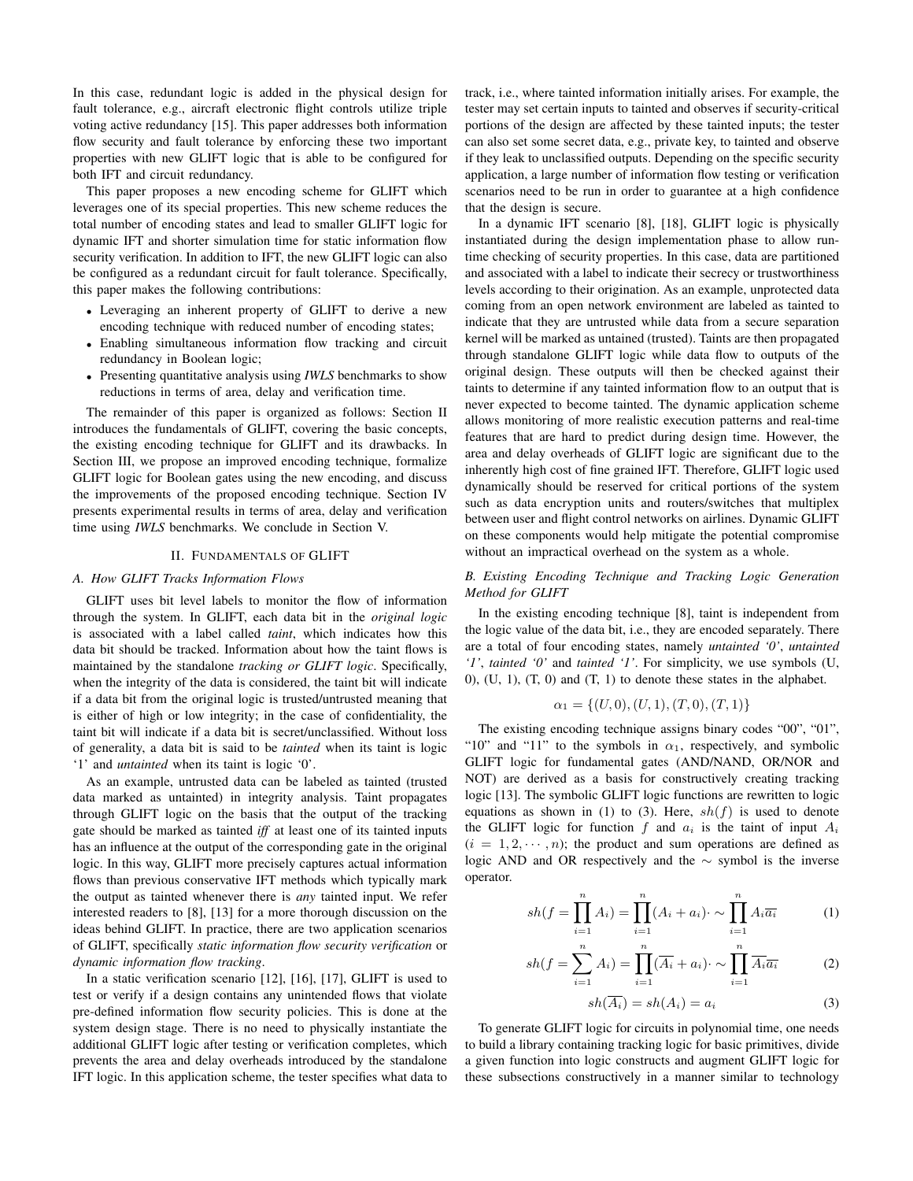In this case, redundant logic is added in the physical design for fault tolerance, e.g., aircraft electronic flight controls utilize triple voting active redundancy [15]. This paper addresses both information flow security and fault tolerance by enforcing these two important properties with new GLIFT logic that is able to be configured for both IFT and circuit redundancy.

This paper proposes a new encoding scheme for GLIFT which leverages one of its special properties. This new scheme reduces the total number of encoding states and lead to smaller GLIFT logic for dynamic IFT and shorter simulation time for static information flow security verification. In addition to IFT, the new GLIFT logic can also be configured as a redundant circuit for fault tolerance. Specifically, this paper makes the following contributions:

- Leveraging an inherent property of GLIFT to derive a new encoding technique with reduced number of encoding states;
- Enabling simultaneous information flow tracking and circuit redundancy in Boolean logic;
- Presenting quantitative analysis using *IWLS* benchmarks to show reductions in terms of area, delay and verification time.

The remainder of this paper is organized as follows: Section II introduces the fundamentals of GLIFT, covering the basic concepts, the existing encoding technique for GLIFT and its drawbacks. In Section III, we propose an improved encoding technique, formalize GLIFT logic for Boolean gates using the new encoding, and discuss the improvements of the proposed encoding technique. Section IV presents experimental results in terms of area, delay and verification time using *IWLS* benchmarks. We conclude in Section V.

## II. Fundamentals of GLIFT

### A. How GLIFT Tracks Information Flows

GLIFT uses bit level labels to monitor the flow of information through the system. In GLIFT, each data bit in the *original logic* is associated with a label called *taint*, which indicates how this data bit should be tracked. Information about how the taint flows is maintained by the standalone *tracking or GLIFT logic*. Specifically, when the integrity of the data is considered, the taint bit will indicate if a data bit from the original logic is trusted/untrusted meaning that is either of high or low integrity; in the case of confidentiality, the taint bit will indicate if a data bit is secret/unclassified. Without loss of generality, a data bit is said to be *tainted* when its taint is logic '1' and *untainted* when its taint is logic '0'.

As an example, untrusted data can be labeled as tainted (trusted data marked as untainted) in integrity analysis. Taint propagates through GLIFT logic on the basis that the output of the tracking gate should be marked as tainted *iff* at least one of its tainted inputs has an influence at the output of the corresponding gate in the original logic. In this way, GLIFT more precisely captures actual information flows than previous conservative IFT methods which typically mark the output as tainted whenever there is *any* tainted input. We refer interested readers to [8], [13] for a more thorough discussion on the ideas behind GLIFT. In practice, there are two application scenarios of GLIFT, specifically *static information flow security verification* or *dynamic information flow tracking*.

In a static verification scenario [12], [16], [17], GLIFT is used to test or verify if a design contains any unintended flows that violate pre-defined information flow security policies. This is done at the system design stage. There is no need to physically instantiate the additional GLIFT logic after testing or verification completes, which prevents the area and delay overheads introduced by the standalone IFT logic. In this application scheme, the tester specifies what data to track, i.e., where tainted information initially arises. For example, the tester may set certain inputs to tainted and observes if security-critical portions of the design are affected by these tainted inputs; the tester can also set some secret data, e.g., private key, to tainted and observe if they leak to unclassified outputs. Depending on the specific security application, a large number of information flow testing or verification scenarios need to be run in order to guarantee at a high confidence that the design is secure.

In a dynamic IFT scenario [8], [18], GLIFT logic is physically instantiated during the design implementation phase to allow run-time checking of security properties. In this case, data are partitioned and associated with a label to indicate their secrecy or trustworthiness levels according to their origination. As an example, unprotected data coming from an open network environment are labeled as tainted to indicate that they are untrusted while data from a secure separation kernel will be marked as untained (trusted). Taints are then propagated through standalone GLIFT logic while data flow to outputs of the original design. These outputs will then be checked against their taints to determine if any tainted information flow to an output that is never expected to become tainted. The dynamic application scheme allows monitoring of more realistic execution patterns and real-time features that are hard to predict during design time. However, the area and delay overheads of GLIFT logic are significant due to the inherently high cost of fine grained IFT. Therefore, GLIFT logic used dynamically should be reserved for critical portions of the system such as data encryption units and routers/switches that multiplex between user and flight control networks on airlines. Dynamic GLIFT on these components would help mitigate the potential compromise without an impractical overhead on the system as a whole.

### B. Existing Encoding Technique and Tracking Logic Generation Method for GLIFT

In the existing encoding technique [8], taint is independent from the logic value of the data bit, i.e., they are encoded separately. There are a total of four encoding states, namely *untainted '0'*, *untainted '1'*, *tainted '0'* and *tainted '1'*. For simplicity, we use symbols (U, 0), (U, 1), (T, 0) and (T, 1) to denote these states in the alphabet.

$$\alpha_1 = \{(U, 0), (U, 1), (T, 0), (T, 1)\}$$

The existing encoding technique assigns binary codes "00", "01", "10" and "11" to the symbols in $\alpha_1$, respectively, and symbolic GLIFT logic for fundamental gates (AND/NAND, OR/NOR and NOT) are derived as a basis for constructively creating tracking logic [13]. The symbolic GLIFT logic functions are rewritten to logic equations as shown in (1) to (3). Here, $sh(f)$ is used to denote the GLIFT logic for function $f$ and $a_i$ is the taint of input $A_i$ ($i = 1, 2, \cdots, n$); the product and sum operations are defined as logic AND and OR respectively and the $\sim$ symbol is the inverse operator.

$$sh(f = \prod_{i=1}^{n} A_i) = \prod_{i=1}^{n} (A_i + a_i) \cdot \sim \prod_{i=1}^{n} A_i \overline{a_i} \tag{1}$$

$$sh(f = \sum_{i=1}^{n} A_i) = \prod_{i=1}^{n} (\overline{A_i} + a_i) \cdot \sim \prod_{i=1}^{n} \overline{A_i} \overline{a_i} \tag{2}$$

$$sh(\overline{A_i}) = sh(A_i) = a_i \tag{3}$$

To generate GLIFT logic for circuits in polynomial time, one needs to build a library containing tracking logic for basic primitives, divide a given function into logic constructs and augment GLIFT logic for these subsections constructively in a manner similar to technology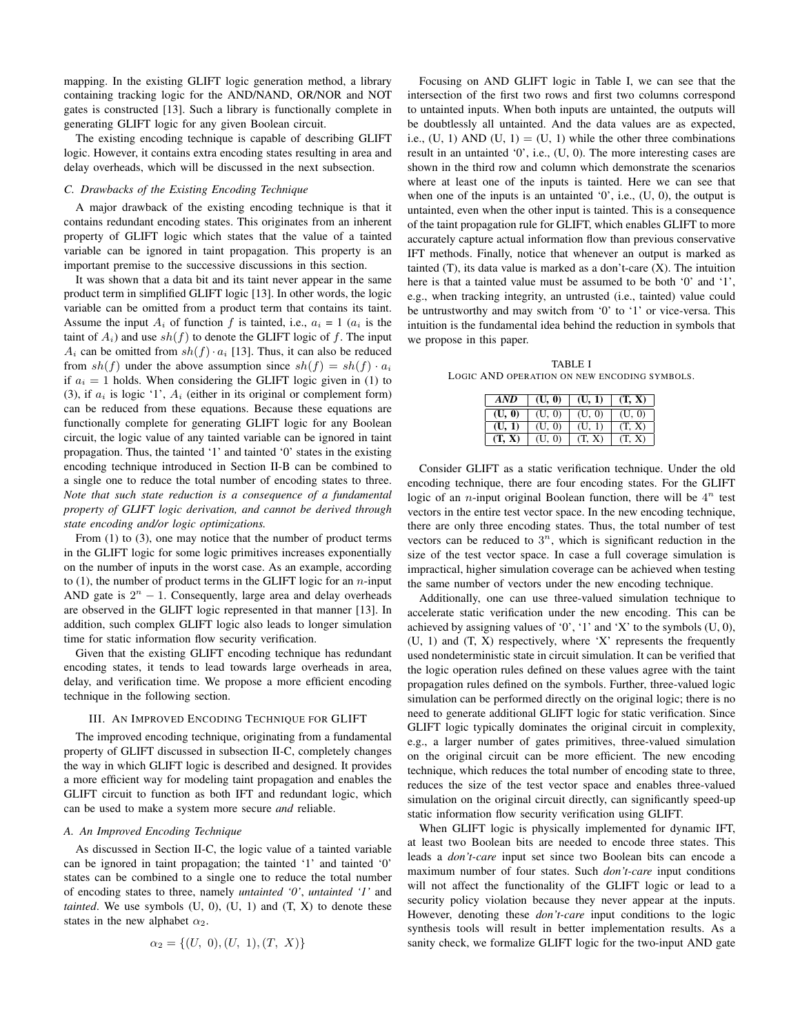mapping. In the existing GLIFT logic generation method, a library containing tracking logic for the AND/NAND, OR/NOR and NOT gates is constructed [13]. Such a library is functionally complete in generating GLIFT logic for any given Boolean circuit.

The existing encoding technique is capable of describing GLIFT logic. However, it contains extra encoding states resulting in area and delay overheads, which will be discussed in the next subsection.

### C. Drawbacks of the Existing Encoding Technique

A major drawback of the existing encoding technique is that it contains redundant encoding states. This originates from an inherent property of GLIFT logic which states that the value of a tainted variable can be ignored in taint propagation. This property is an important premise to the successive discussions in this section.

It was shown that a data bit and its taint never appear in the same product term in simplified GLIFT logic [13]. In other words, the logic variable can be omitted from a product term that contains its taint. Assume the input $A_i$ of function $f$ is tainted, i.e., $a_i$ = 1 ($a_i$ is the taint of $A_i$) and use $sh(f)$ to denote the GLIFT logic of $f$. The input $A_i$ can be omitted from $sh(f) \cdot a_i$ [13]. Thus, it can also be reduced from $sh(f)$ under the above assumption since $sh(f) = sh(f) \cdot a_i$ if $a_i = 1$ holds. When considering the GLIFT logic given in (1) to (3), if $a_i$ is logic '1', $A_i$ (either in its original or complement form) can be reduced from these equations. Because these equations are functionally complete for generating GLIFT logic for any Boolean circuit, the logic value of any tainted variable can be ignored in taint propagation. Thus, the tainted '1' and tainted '0' states in the existing encoding technique introduced in Section II-B can be combined to a single one to reduce the total number of encoding states to three. *Note that such state reduction is a consequence of a fundamental property of GLIFT logic derivation, and cannot be derived through state encoding and/or logic optimizations.*

From (1) to (3), one may notice that the number of product terms in the GLIFT logic for some logic primitives increases exponentially on the number of inputs in the worst case. As an example, according to (1), the number of product terms in the GLIFT logic for an $n$-input AND gate is $2^n - 1$. Consequently, large area and delay overheads are observed in the GLIFT logic represented in that manner [13]. In addition, such complex GLIFT logic also leads to longer simulation time for static information flow security verification.

Given that the existing GLIFT encoding technique has redundant encoding states, it tends to lead towards large overheads in area, delay, and verification time. We propose a more efficient encoding technique in the following section.

## III. An Improved Encoding Technique for GLIFT

The improved encoding technique, originating from a fundamental property of GLIFT discussed in subsection II-C, completely changes the way in which GLIFT logic is described and designed. It provides a more efficient way for modeling taint propagation and enables the GLIFT circuit to function as both IFT and redundant logic, which can be used to make a system more secure *and* reliable.

### A. An Improved Encoding Technique

As discussed in Section II-C, the logic value of a tainted variable can be ignored in taint propagation; the tainted '1' and tainted '0' states can be combined to a single one to reduce the total number of encoding states to three, namely *untainted '0'*, *untainted '1'* and *tainted*. We use symbols (U, 0), (U, 1) and (T, X) to denote these states in the new alphabet $\alpha_2$.

$$\alpha_2 = \{(U,\ 0), (U,\ 1), (T,\ X)\}$$

Focusing on AND GLIFT logic in Table I, we can see that the intersection of the first two rows and first two columns correspond to untainted inputs. When both inputs are untainted, the outputs will be doubtlessly all untainted. And the data values are as expected, i.e., (U, 1) AND (U, 1) = (U, 1) while the other three combinations result in an untainted '0', i.e., (U, 0). The more interesting cases are shown in the third row and column which demonstrate the scenarios where at least one of the inputs is tainted. Here we can see that when one of the inputs is an untainted '0', i.e., (U, 0), the output is untainted, even when the other input is tainted. This is a consequence of the taint propagation rule for GLIFT, which enables GLIFT to more accurately capture actual information flow than previous conservative IFT methods. Finally, notice that whenever an output is marked as tainted (T), its data value is marked as a don't-care (X). The intuition here is that a tainted value must be assumed to be both '0' and '1', e.g., when tracking integrity, an untrusted (i.e., tainted) value could be untrustworthy and may switch from '0' to '1' or vice-versa. This intuition is the fundamental idea behind the reduction in symbols that we propose in this paper.

TABLE I
Logic AND operation on new encoding symbols.

| ***AND*** | **(U, 0)** | **(U, 1)** | **(T, X)** |
|---|---|---|---|
| **(U, 0)** | (U, 0) | (U, 0) | (U, 0) |
| **(U, 1)** | (U, 0) | (U, 1) | (T, X) |
| **(T, X)** | (U, 0) | (T, X) | (T, X) |

Consider GLIFT as a static verification technique. Under the old encoding technique, there are four encoding states. For the GLIFT logic of an $n$-input original Boolean function, there will be $4^n$ test vectors in the entire test vector space. In the new encoding technique, there are only three encoding states. Thus, the total number of test vectors can be reduced to $3^n$, which is significant reduction in the size of the test vector space. In case a full coverage simulation is impractical, higher simulation coverage can be achieved when testing the same number of vectors under the new encoding technique.

Additionally, one can use three-valued simulation technique to accelerate static verification under the new encoding. This can be achieved by assigning values of '0', '1' and 'X' to the symbols (U, 0), (U, 1) and (T, X) respectively, where 'X' represents the frequently used nondeterministic state in circuit simulation. It can be verified that the logic operation rules defined on these values agree with the taint propagation rules defined on the symbols. Further, three-valued logic simulation can be performed directly on the original logic; there is no need to generate additional GLIFT logic for static verification. Since GLIFT logic typically dominates the original circuit in complexity, e.g., a larger number of gates primitives, three-valued simulation on the original circuit can be more efficient. The new encoding technique, which reduces the total number of encoding state to three, reduces the size of the test vector space and enables three-valued simulation on the original circuit directly, can significantly speed-up static information flow security verification using GLIFT.

When GLIFT logic is physically implemented for dynamic IFT, at least two Boolean bits are needed to encode three states. This leads a *don't-care* input set since two Boolean bits can encode a maximum number of four states. Such *don't-care* input conditions will not affect the functionality of the GLIFT logic or lead to a security policy violation because they never appear at the inputs. However, denoting these *don't-care* input conditions to the logic synthesis tools will result in better implementation results. As a sanity check, we formalize GLIFT logic for the two-input AND gate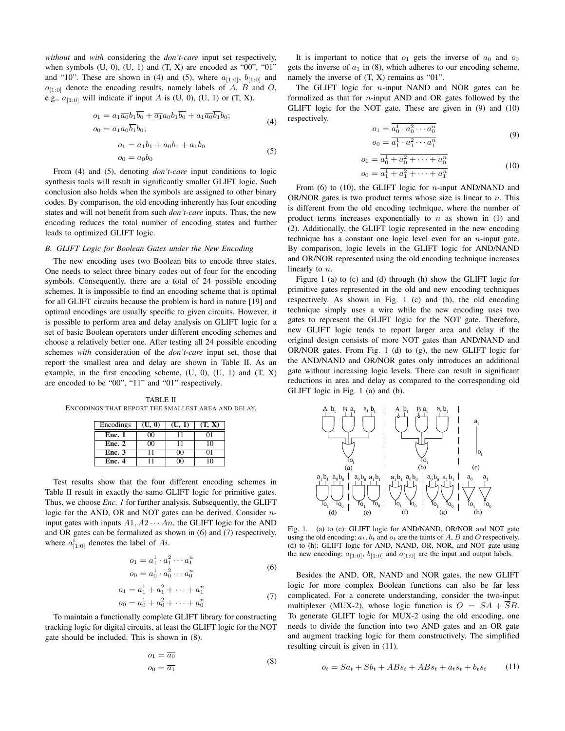*without* and *with* considering the *don't-care* input set respectively, when symbols (U, 0), (U, 1) and (T, X) are encoded as "00", "01" and "10". These are shown in (4) and (5), where $a_{[1:0]}$, $b_{[1:0]}$ and $o_{[1:0]}$ denote the encoding results, namely labels of $A$, $B$ and $O$, e.g., $a_{[1:0]}$ will indicate if input $A$ is (U, 0), (U, 1) or (T, X).

$$
\begin{aligned}
o_1 &= a_1\overline{a_0}b_1\overline{b_0} + \overline{a_1}a_0b_1\overline{b_0} + a_1\overline{a_0}\overline{b_1}b_0; \\
o_0 &= \overline{a_1}a_0\overline{b_1}b_0;
\end{aligned} \tag{4}
$$

$$
\begin{aligned}
o_1 &= a_1b_1 + a_0b_1 + a_1b_0 \\
o_0 &= a_0b_0
\end{aligned} \tag{5}
$$

From (4) and (5), denoting *don't-care* input conditions to logic synthesis tools will result in significantly smaller GLIFT logic. Such conclusion also holds when the symbols are assigned to other binary codes. By comparison, the old encoding inherently has four encoding states and will not benefit from such *don't-care* inputs. Thus, the new encoding reduces the total number of encoding states and further leads to optimized GLIFT logic.

### B. GLIFT Logic for Boolean Gates under the New Encoding

The new encoding uses two Boolean bits to encode three states. One needs to select three binary codes out of four for the encoding symbols. Consequently, there are a total of 24 possible encoding schemes. It is impossible to find an encoding scheme that is optimal for all GLIFT circuits because the problem is hard in nature [19] and optimal encodings are usually specific to given circuits. However, it is possible to perform area and delay analysis on GLIFT logic for a set of basic Boolean operators under different encoding schemes and choose a relatively better one. After testing all 24 possible encoding schemes *with* consideration of the *don't-care* input set, those that report the smallest area and delay are shown in Table II. As an example, in the first encoding scheme, (U, 0), (U, 1) and (T, X) are encoded to be "00", "11" and "01" respectively.

TABLE II
ENCODINGS THAT REPORT THE SMALLEST AREA AND DELAY.

| Encodings | (U, 0) | (U, 1) | (T, X) |
|---|---|---|---|
| **Enc. 1** | 00 | 11 | 01 |
| **Enc. 2** | 00 | 11 | 10 |
| **Enc. 3** | 11 | 00 | 01 |
| **Enc. 4** | 11 | 00 | 10 |

Test results show that the four different encoding schemes in Table II result in exactly the same GLIFT logic for primitive gates. Thus, we choose *Enc. 1* for further analysis. Subsequently, the GLIFT logic for the AND, OR and NOT gates can be derived. Consider $n$-input gates with inputs $A1, A2 \cdots An$, the GLIFT logic for the AND and OR gates can be formalized as shown in (6) and (7) respectively, where $a^i_{[1:0]}$ denotes the label of $Ai$.

$$
\begin{aligned}
o_1 &= a^1_1 \cdot a^2_1 \cdots a^n_1 \\
o_0 &= a^1_0 \cdot a^2_0 \cdots a^n_0
\end{aligned} \tag{6}
$$

$$
\begin{aligned}
o_1 &= a^1_1 + a^2_1 + \cdots + a^n_1 \\
o_0 &= a^1_0 + a^2_0 + \cdots + a^n_0
\end{aligned} \tag{7}
$$

To maintain a functionally complete GLIFT library for constructing tracking logic for digital circuits, at least the GLIFT logic for the NOT gate should be included. This is shown in (8).

$$
\begin{aligned}
o_1 &= \overline{a_0} \\
o_0 &= \overline{a_1}
\end{aligned} \tag{8}
$$

It is important to notice that $o_1$ gets the inverse of $a_0$ and $o_0$ gets the inverse of $a_1$ in (8), which adheres to our encoding scheme, namely the inverse of (T, X) remains as "01".

The GLIFT logic for $n$-input NAND and NOR gates can be formalized as that for $n$-input AND and OR gates followed by the GLIFT logic for the NOT gate. These are given in (9) and (10) respectively.

$$
\begin{aligned}
o_1 &= \overline{a^1_0 \cdot a^2_0 \cdots a^n_0} \\
o_0 &= \overline{a^1_1 \cdot a^2_1 \cdots a^n_1}
\end{aligned} \tag{9}
$$

$$
\begin{aligned}
o_1 &= \overline{a^1_0 + a^2_0 + \cdots + a^n_0} \\
o_0 &= \overline{a^1_1 + a^2_1 + \cdots + a^n_1}
\end{aligned} \tag{10}
$$

From (6) to (10), the GLIFT logic for $n$-input AND/NAND and OR/NOR gates is two product terms whose size is linear to $n$. This is different from the old encoding technique, where the number of product terms increases exponentially to $n$ as shown in (1) and (2). Additionally, the GLIFT logic represented in the new encoding technique has a constant one logic level even for an $n$-input gate. By comparison, logic levels in the GLIFT logic for AND/NAND and OR/NOR represented using the old encoding technique increases linearly to $n$.

Figure 1 (a) to (c) and (d) through (h) show the GLIFT logic for primitive gates represented in the old and new encoding techniques respectively. As shown in Fig. 1 (c) and (h), the old encoding technique simply uses a wire while the new encoding uses two gates to represent the GLIFT logic for the NOT gate. Therefore, new GLIFT logic tends to report larger area and delay if the original design consists of more NOT gates than AND/NAND and OR/NOR gates. From Fig. 1 (d) to (g), the new GLIFT logic for the AND/NAND and OR/NOR gates only introduces an additional gate without increasing logic levels. There can result in significant reductions in area and delay as compared to the corresponding old GLIFT logic in Fig. 1 (a) and (b).

Fig. 1. (a) to (c): GLIFT logic for AND/NAND, OR/NOR and NOT gate using the old encoding; $a_t$, $b_t$ and $o_t$ are the taints of $A$, $B$ and $O$ respectively. (d) to (h): GLIFT logic for AND, NAND, OR, NOR, and NOT gate using the new encoding; $a_{[1:0]}$, $b_{[1:0]}$ and $o_{[1:0]}$ are the input and output labels.

Besides the AND, OR, NAND and NOR gates, the new GLIFT logic for more complex Boolean functions can also be far less complicated. For a concrete understanding, consider the two-input multiplexer (MUX-2), whose logic function is $O = SA + \overline{S}B$. To generate GLIFT logic for MUX-2 using the old encoding, one needs to divide the function into two AND gates and an OR gate and augment tracking logic for them constructively. The simplified resulting circuit is given in (11).

$$
o_t = Sa_t + \overline{S}b_t + A\overline{B}s_t + \overline{A}Bs_t + a_ts_t + b_ts_t \tag{11}
$$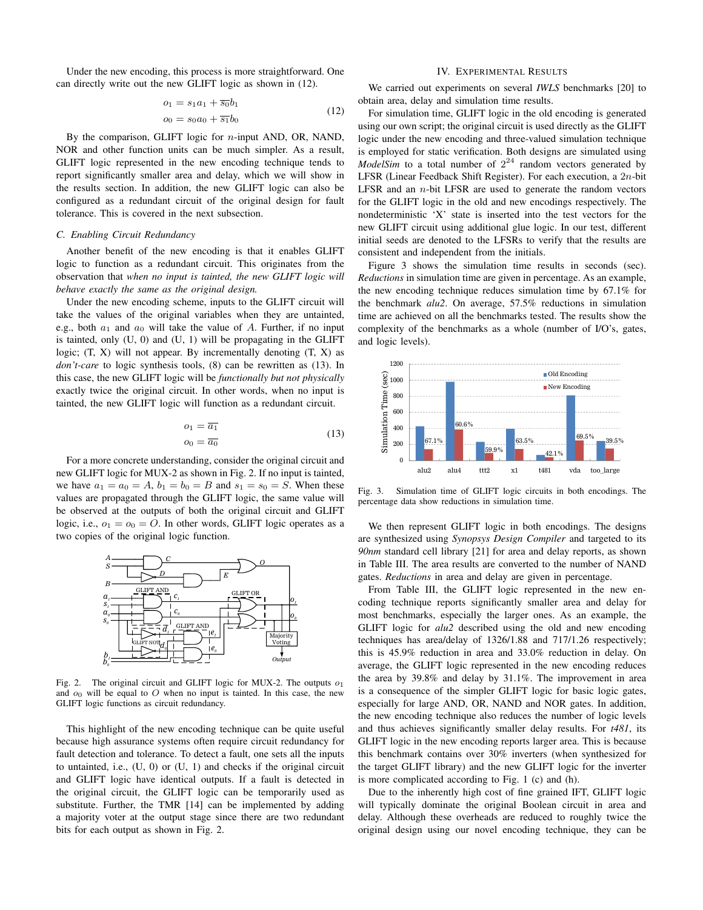Under the new encoding, this process is more straightforward. One can directly write out the new GLIFT logic as shown in (12).

$$
\begin{aligned}
o_1 &= s_1 a_1 + \overline{s_0} b_1 \\
o_0 &= s_0 a_0 + \overline{s_1} b_0
\end{aligned}
\tag{12}
$$

By the comparison, GLIFT logic for $n$-input AND, OR, NAND, NOR and other function units can be much simpler. As a result, GLIFT logic represented in the new encoding technique tends to report significantly smaller area and delay, which we will show in the results section. In addition, the new GLIFT logic can also be configured as a redundant circuit of the original design for fault tolerance. This is covered in the next subsection.

### C. Enabling Circuit Redundancy

Another benefit of the new encoding is that it enables GLIFT logic to function as a redundant circuit. This originates from the observation that *when no input is tainted, the new GLIFT logic will behave exactly the same as the original design.*

Under the new encoding scheme, inputs to the GLIFT circuit will take the values of the original variables when they are untainted, e.g., both $a_1$ and $a_0$ will take the value of $A$. Further, if no input is tainted, only (U, 0) and (U, 1) will be propagating in the GLIFT logic; (T, X) will not appear. By incrementally denoting (T, X) as *don't-care* to logic synthesis tools, (8) can be rewritten as (13). In this case, the new GLIFT logic will be *functionally but not physically* exactly twice the original circuit. In other words, when no input is tainted, the new GLIFT logic will function as a redundant circuit.

$$
\begin{aligned}
o_1 &= \overline{a_1} \\
o_0 &= \overline{a_0}
\end{aligned}
\tag{13}
$$

For a more concrete understanding, consider the original circuit and new GLIFT logic for MUX-2 as shown in Fig. 2. If no input is tainted, we have $a_1 = a_0 = A$, $b_1 = b_0 = B$ and $s_1 = s_0 = S$. When these values are propagated through the GLIFT logic, the same value will be observed at the outputs of both the original circuit and GLIFT logic, i.e., $o_1 = o_0 = O$. In other words, GLIFT logic operates as a two copies of the original logic function.

Fig. 2. The original circuit and GLIFT logic for MUX-2. The outputs $o_1$ and $o_0$ will be equal to $O$ when no input is tainted. In this case, the new GLIFT logic functions as circuit redundancy.

This highlight of the new encoding technique can be quite useful because high assurance systems often require circuit redundancy for fault detection and tolerance. To detect a fault, one sets all the inputs to untainted, i.e., (U, 0) or (U, 1) and checks if the original circuit and GLIFT logic have identical outputs. If a fault is detected in the original circuit, the GLIFT logic can be temporarily used as substitute. Further, the TMR [14] can be implemented by adding a majority voter at the output stage since there are two redundant bits for each output as shown in Fig. 2.

## IV. Experimental Results

We carried out experiments on several *IWLS* benchmarks [20] to obtain area, delay and simulation time results.

For simulation time, GLIFT logic in the old encoding is generated using our own script; the original circuit is used directly as the GLIFT logic under the new encoding and three-valued simulation technique is employed for static verification. Both designs are simulated using *ModelSim* to a total number of $2^{24}$ random vectors generated by LFSR (Linear Feedback Shift Register). For each execution, a $2n$-bit LFSR and an $n$-bit LFSR are used to generate the random vectors for the GLIFT logic in the old and new encodings respectively. The nondeterministic 'X' state is inserted into the test vectors for the new GLIFT circuit using additional glue logic. In our test, different initial seeds are denoted to the LFSRs to verify that the results are consistent and independent from the initials.

Figure 3 shows the simulation time results in seconds (sec). *Reductions* in simulation time are given in percentage. As an example, the new encoding technique reduces simulation time by 67.1% for the benchmark *alu2*. On average, 57.5% reductions in simulation time are achieved on all the benchmarks tested. The results show the complexity of the benchmarks as a whole (number of I/O's, gates, and logic levels).

Fig. 3. Simulation time of GLIFT logic circuits in both encodings. The percentage data show reductions in simulation time.

We then represent GLIFT logic in both encodings. The designs are synthesized using *Synopsys Design Compiler* and targeted to its *90nm* standard cell library [21] for area and delay reports, as shown in Table III. The area results are converted to the number of NAND gates. *Reductions* in area and delay are given in percentage.

From Table III, the GLIFT logic represented in the new encoding technique reports significantly smaller area and delay for most benchmarks, especially the larger ones. As an example, the GLIFT logic for *alu2* described using the old and new encoding techniques has area/delay of 1326/1.88 and 717/1.26 respectively; this is 45.9% reduction in area and 33.0% reduction in delay. On average, the GLIFT logic represented in the new encoding reduces the area by 39.8% and delay by 31.1%. The improvement in area is a consequence of the simpler GLIFT logic for basic logic gates, especially for large AND, OR, NAND and NOR gates. In addition, the new encoding technique also reduces the number of logic levels and thus achieves significantly smaller delay results. For *t481*, its GLIFT logic in the new encoding reports larger area. This is because this benchmark contains over 30% inverters (when synthesized for the target GLIFT library) and the new GLIFT logic for the inverter is more complicated according to Fig. 1 (c) and (h).

Due to the inherently high cost of fine grained IFT, GLIFT logic will typically dominate the original Boolean circuit in area and delay. Although these overheads are reduced to roughly twice the original design using our novel encoding technique, they can be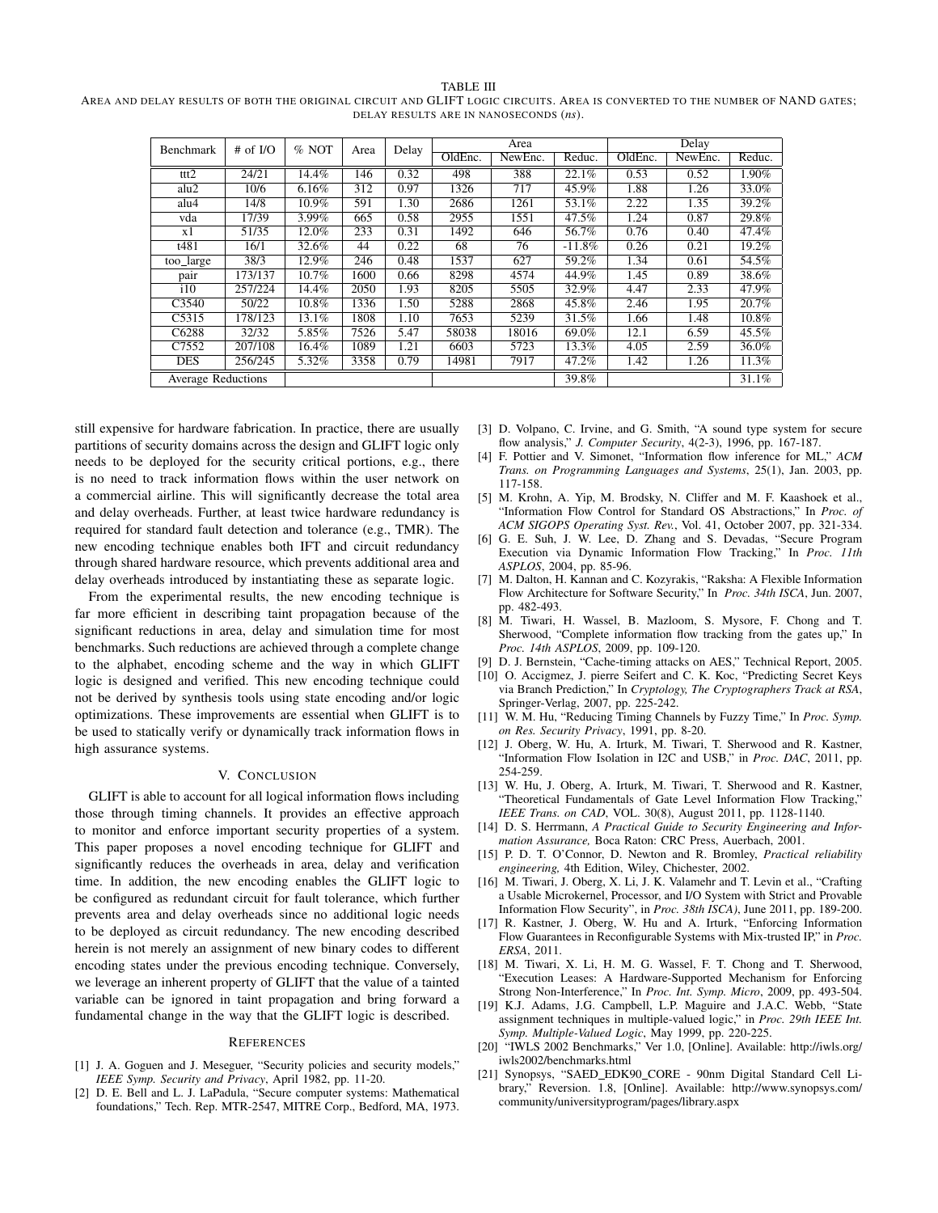TABLE III
AREA AND DELAY RESULTS OF BOTH THE ORIGINAL CIRCUIT AND GLIFT LOGIC CIRCUITS. AREA IS CONVERTED TO THE NUMBER OF NAND GATES; DELAY RESULTS ARE IN NANOSECONDS (*ns*).

| Benchmark | # of I/O | % NOT | Area | Delay | Area | | | Delay | | |
|---|---|---|---|---|---|---|---|---|---|---|
| | | | | | OldEnc. | NewEnc. | Reduc. | OldEnc. | NewEnc. | Reduc. |
| ttt2 | 24/21 | 14.4% | 146 | 0.32 | 498 | 388 | 22.1% | 0.53 | 0.52 | 1.90% |
| alu2 | 10/6 | 6.16% | 312 | 0.97 | 1326 | 717 | 45.9% | 1.88 | 1.26 | 33.0% |
| alu4 | 14/8 | 10.9% | 591 | 1.30 | 2686 | 1261 | 53.1% | 2.22 | 1.35 | 39.2% |
| vda | 17/39 | 3.99% | 665 | 0.58 | 2955 | 1551 | 47.5% | 1.24 | 0.87 | 29.8% |
| x1 | 51/35 | 12.0% | 233 | 0.31 | 1492 | 646 | 56.7% | 0.76 | 0.40 | 47.4% |
| t481 | 16/1 | 32.6% | 44 | 0.22 | 68 | 76 | -11.8% | 0.26 | 0.21 | 19.2% |
| too_large | 38/3 | 12.9% | 246 | 0.48 | 1537 | 627 | 59.2% | 1.34 | 0.61 | 54.5% |
| pair | 173/137 | 10.7% | 1600 | 0.66 | 8298 | 4574 | 44.9% | 1.45 | 0.89 | 38.6% |
| i10 | 257/224 | 14.4% | 2050 | 1.93 | 8205 | 5505 | 32.9% | 4.47 | 2.33 | 47.9% |
| C3540 | 50/22 | 10.8% | 1336 | 1.50 | 5288 | 2868 | 45.8% | 2.46 | 1.95 | 20.7% |
| C5315 | 178/123 | 13.1% | 1808 | 1.10 | 7653 | 5239 | 31.5% | 1.66 | 1.48 | 10.8% |
| C6288 | 32/32 | 5.85% | 7526 | 5.47 | 58038 | 18016 | 69.0% | 12.1 | 6.59 | 45.5% |
| C7552 | 207/108 | 16.4% | 1089 | 1.21 | 6603 | 5723 | 13.3% | 4.05 | 2.59 | 36.0% |
| DES | 256/245 | 5.32% | 3358 | 0.79 | 14981 | 7917 | 47.2% | 1.42 | 1.26 | 11.3% |
| Average Reductions | | | | | | | 39.8% | | | 31.1% |

still expensive for hardware fabrication. In practice, there are usually partitions of security domains across the design and GLIFT logic only needs to be deployed for the security critical portions, e.g., there is no need to track information flows within the user network on a commercial airline. This will significantly decrease the total area and delay overheads. Further, at least twice hardware redundancy is required for standard fault detection and tolerance (e.g., TMR). The new encoding technique enables both IFT and circuit redundancy through shared hardware resource, which prevents additional area and delay overheads introduced by instantiating these as separate logic.

From the experimental results, the new encoding technique is far more efficient in describing taint propagation because of the significant reductions in area, delay and simulation time for most benchmarks. Such reductions are achieved through a complete change to the alphabet, encoding scheme and the way in which GLIFT logic is designed and verified. This new encoding technique could not be derived by synthesis tools using state encoding and/or logic optimizations. These improvements are essential when GLIFT is to be used to statically verify or dynamically track information flows in high assurance systems.

## V. CONCLUSION

GLIFT is able to account for all logical information flows including those through timing channels. It provides an effective approach to monitor and enforce important security properties of a system. This paper proposes a novel encoding technique for GLIFT and significantly reduces the overheads in area, delay and verification time. In addition, the new encoding enables the GLIFT logic to be configured as redundant circuit for fault tolerance, which further prevents area and delay overheads since no additional logic needs to be deployed as circuit redundancy. The new encoding described herein is not merely an assignment of new binary codes to different encoding states under the previous encoding technique. Conversely, we leverage an inherent property of GLIFT that the value of a tainted variable can be ignored in taint propagation and bring forward a fundamental change in the way that the GLIFT logic is described.

## REFERENCES

[1] J. A. Goguen and J. Meseguer, "Security policies and security models," *IEEE Symp. Security and Privacy*, April 1982, pp. 11-20.

[2] D. E. Bell and L. J. LaPadula, "Secure computer systems: Mathematical foundations," Tech. Rep. MTR-2547, MITRE Corp., Bedford, MA, 1973.

[3] D. Volpano, C. Irvine, and G. Smith, "A sound type system for secure flow analysis," *J. Computer Security*, 4(2-3), 1996, pp. 167-187.

[4] F. Pottier and V. Simonet, "Information flow inference for ML," *ACM Trans. on Programming Languages and Systems*, 25(1), Jan. 2003, pp. 117-158.

[5] M. Krohn, A. Yip, M. Brodsky, N. Cliffer and M. F. Kaashoek et al., "Information Flow Control for Standard OS Abstractions," In *Proc. of ACM SIGOPS Operating Syst. Rev.*, Vol. 41, October 2007, pp. 321-334.

[6] G. E. Suh, J. W. Lee, D. Zhang and S. Devadas, "Secure Program Execution via Dynamic Information Flow Tracking," In *Proc. 11th ASPLOS*, 2004, pp. 85-96.

[7] M. Dalton, H. Kannan and C. Kozyrakis, "Raksha: A Flexible Information Flow Architecture for Software Security," In *Proc. 34th ISCA*, Jun. 2007, pp. 482-493.

[8] M. Tiwari, H. Wassel, B. Mazloom, S. Mysore, F. Chong and T. Sherwood, "Complete information flow tracking from the gates up," In *Proc. 14th ASPLOS*, 2009, pp. 109-120.

[9] D. J. Bernstein, "Cache-timing attacks on AES," Technical Report, 2005.

[10] O. Accigmez, J. pierre Seifert and C. K. Koc, "Predicting Secret Keys via Branch Prediction," In *Cryptology, The Cryptographers Track at RSA*, Springer-Verlag, 2007, pp. 225-242.

[11] W. M. Hu, "Reducing Timing Channels by Fuzzy Time," In *Proc. Symp. on Res. Security Privacy*, 1991, pp. 8-20.

[12] J. Oberg, W. Hu, A. Irturk, M. Tiwari, T. Sherwood and R. Kastner, "Information Flow Isolation in I2C and USB," in *Proc. DAC*, 2011, pp. 254-259.

[13] W. Hu, J. Oberg, A. Irturk, M. Tiwari, T. Sherwood and R. Kastner, "Theoretical Fundamentals of Gate Level Information Flow Tracking," *IEEE Trans. on CAD*, VOL. 30(8), August 2011, pp. 1128-1140.

[14] D. S. Herrmann, *A Practical Guide to Security Engineering and Information Assurance,* Boca Raton: CRC Press, Auerbach, 2001.

[15] P. D. T. O'Connor, D. Newton and R. Bromley, *Practical reliability engineering,* 4th Edition, Wiley, Chichester, 2002.

[16] M. Tiwari, J. Oberg, X. Li, J. K. Valamehr and T. Levin et al., "Crafting a Usable Microkernel, Processor, and I/O System with Strict and Provable Information Flow Security", in *Proc. 38th ISCA)*, June 2011, pp. 189-200.

[17] R. Kastner, J. Oberg, W. Hu and A. Irturk, "Enforcing Information Flow Guarantees in Reconfigurable Systems with Mix-trusted IP," in *Proc. ERSA*, 2011.

[18] M. Tiwari, X. Li, H. M. G. Wassel, F. T. Chong and T. Sherwood, "Execution Leases: A Hardware-Supported Mechanism for Enforcing Strong Non-Interference," In *Proc. Int. Symp. Micro*, 2009, pp. 493-504.

[19] K.J. Adams, J.G. Campbell, L.P. Maguire and J.A.C. Webb, "State assignment techniques in multiple-valued logic," in *Proc. 29th IEEE Int. Symp. Multiple-Valued Logic*, May 1999, pp. 220-225.

[20] "IWLS 2002 Benchmarks," Ver 1.0, [Online]. Available: http://iwls.org/iwls2002/benchmarks.html

[21] Synopsys, "SAED_EDK90_CORE - 90nm Digital Standard Cell Library," Reversion. 1.8, [Online]. Available: http://www.synopsys.com/community/universityprogram/pages/library.aspx